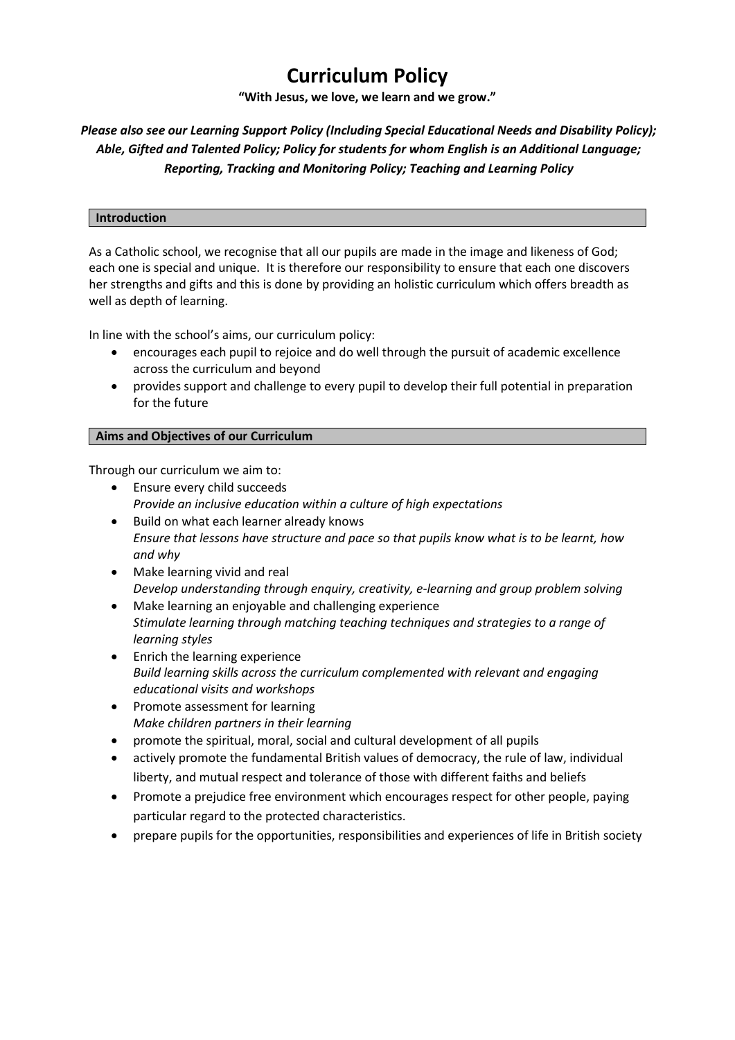# Curriculum Policy

**"With Jesus, we love, we learn and we grow."**

***Please also see our Learning Support Policy (Including Special Educational Needs and Disability Policy); Able, Gifted and Talented Policy; Policy for students for whom English is an Additional Language; Reporting, Tracking and Monitoring Policy; Teaching and Learning Policy***

## Introduction

As a Catholic school, we recognise that all our pupils are made in the image and likeness of God; each one is special and unique. It is therefore our responsibility to ensure that each one discovers her strengths and gifts and this is done by providing an holistic curriculum which offers breadth as well as depth of learning.

In line with the school's aims, our curriculum policy:

- encourages each pupil to rejoice and do well through the pursuit of academic excellence across the curriculum and beyond
- provides support and challenge to every pupil to develop their full potential in preparation for the future

## Aims and Objectives of our Curriculum

Through our curriculum we aim to:

- Ensure every child succeeds
  *Provide an inclusive education within a culture of high expectations*
- Build on what each learner already knows
  *Ensure that lessons have structure and pace so that pupils know what is to be learnt, how and why*
- Make learning vivid and real
  *Develop understanding through enquiry, creativity, e-learning and group problem solving*
- Make learning an enjoyable and challenging experience
  *Stimulate learning through matching teaching techniques and strategies to a range of learning styles*
- Enrich the learning experience
  *Build learning skills across the curriculum complemented with relevant and engaging educational visits and workshops*
- Promote assessment for learning
  *Make children partners in their learning*
- promote the spiritual, moral, social and cultural development of all pupils
- actively promote the fundamental British values of democracy, the rule of law, individual liberty, and mutual respect and tolerance of those with different faiths and beliefs
- Promote a prejudice free environment which encourages respect for other people, paying particular regard to the protected characteristics.
- prepare pupils for the opportunities, responsibilities and experiences of life in British society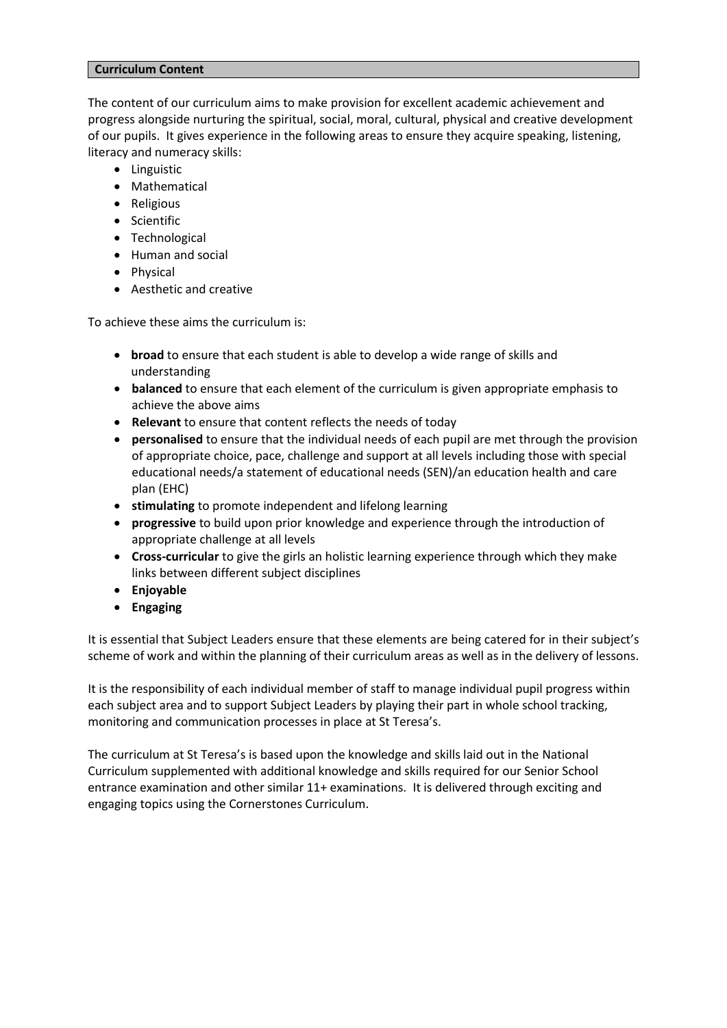## Curriculum Content

The content of our curriculum aims to make provision for excellent academic achievement and progress alongside nurturing the spiritual, social, moral, cultural, physical and creative development of our pupils. It gives experience in the following areas to ensure they acquire speaking, listening, literacy and numeracy skills:

- Linguistic
- Mathematical
- Religious
- Scientific
- Technological
- Human and social
- Physical
- Aesthetic and creative

To achieve these aims the curriculum is:

- **broad** to ensure that each student is able to develop a wide range of skills and understanding
- **balanced** to ensure that each element of the curriculum is given appropriate emphasis to achieve the above aims
- **Relevant** to ensure that content reflects the needs of today
- **personalised** to ensure that the individual needs of each pupil are met through the provision of appropriate choice, pace, challenge and support at all levels including those with special educational needs/a statement of educational needs (SEN)/an education health and care plan (EHC)
- **stimulating** to promote independent and lifelong learning
- **progressive** to build upon prior knowledge and experience through the introduction of appropriate challenge at all levels
- **Cross-curricular** to give the girls an holistic learning experience through which they make links between different subject disciplines
- **Enjoyable**
- **Engaging**

It is essential that Subject Leaders ensure that these elements are being catered for in their subject's scheme of work and within the planning of their curriculum areas as well as in the delivery of lessons.

It is the responsibility of each individual member of staff to manage individual pupil progress within each subject area and to support Subject Leaders by playing their part in whole school tracking, monitoring and communication processes in place at St Teresa's.

The curriculum at St Teresa's is based upon the knowledge and skills laid out in the National Curriculum supplemented with additional knowledge and skills required for our Senior School entrance examination and other similar 11+ examinations. It is delivered through exciting and engaging topics using the Cornerstones Curriculum.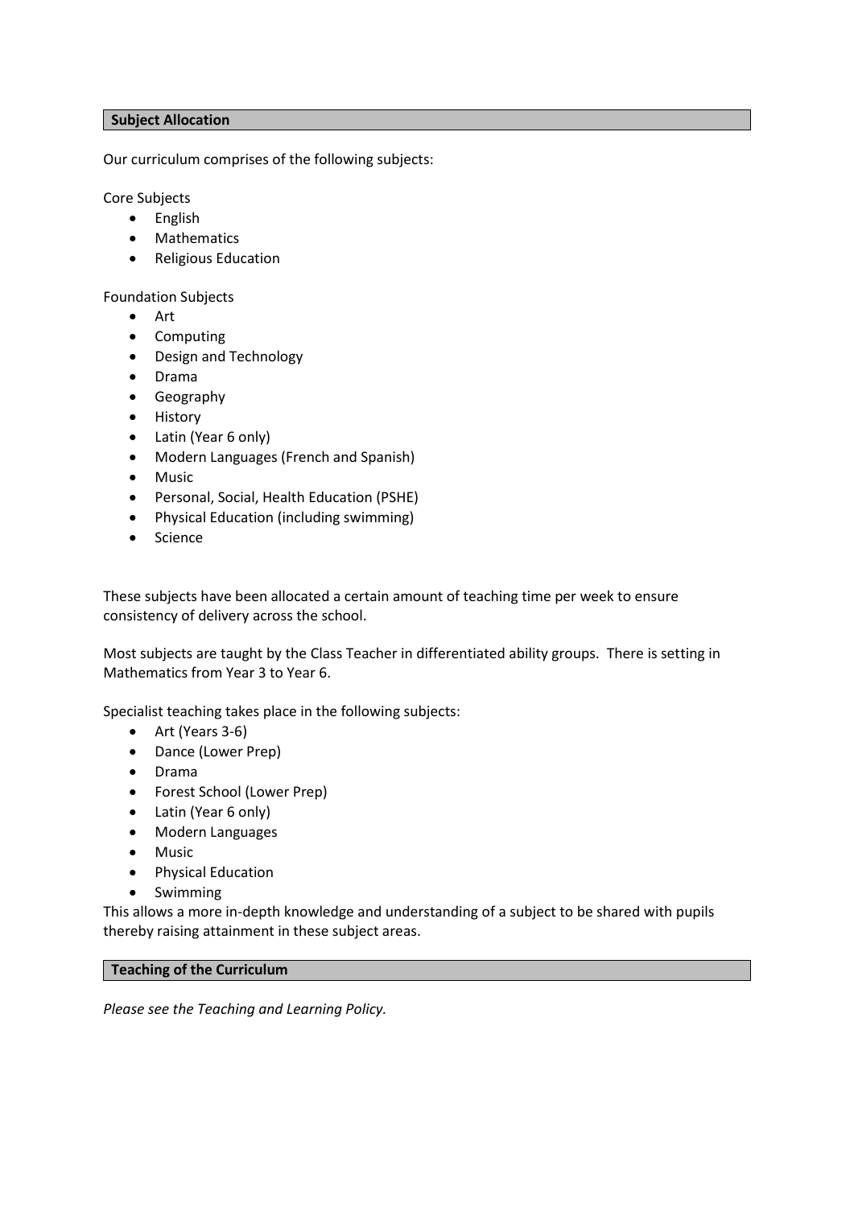## Subject Allocation

Our curriculum comprises of the following subjects:

Core Subjects

- English
- Mathematics
- Religious Education

Foundation Subjects

- Art
- Computing
- Design and Technology
- Drama
- Geography
- History
- Latin (Year 6 only)
- Modern Languages (French and Spanish)
- Music
- Personal, Social, Health Education (PSHE)
- Physical Education (including swimming)
- Science

These subjects have been allocated a certain amount of teaching time per week to ensure consistency of delivery across the school.

Most subjects are taught by the Class Teacher in differentiated ability groups. There is setting in Mathematics from Year 3 to Year 6.

Specialist teaching takes place in the following subjects:

- Art (Years 3-6)
- Dance (Lower Prep)
- Drama
- Forest School (Lower Prep)
- Latin (Year 6 only)
- Modern Languages
- Music
- Physical Education
- Swimming

This allows a more in-depth knowledge and understanding of a subject to be shared with pupils thereby raising attainment in these subject areas.

## Teaching of the Curriculum

*Please see the Teaching and Learning Policy.*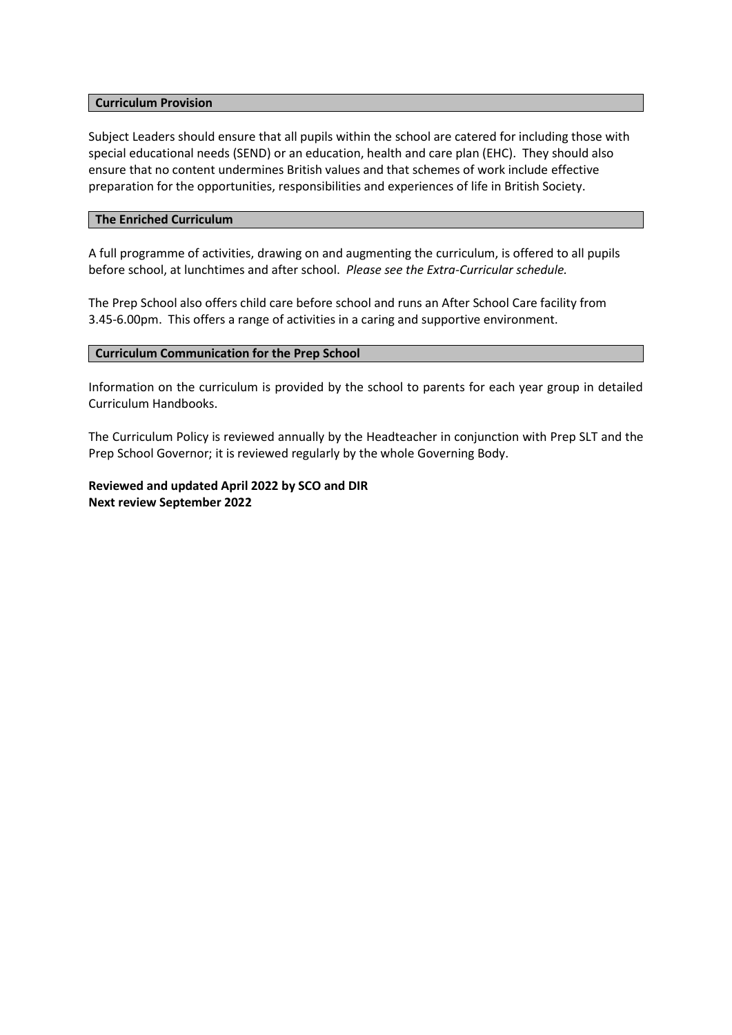## Curriculum Provision

Subject Leaders should ensure that all pupils within the school are catered for including those with special educational needs (SEND) or an education, health and care plan (EHC). They should also ensure that no content undermines British values and that schemes of work include effective preparation for the opportunities, responsibilities and experiences of life in British Society.

## The Enriched Curriculum

A full programme of activities, drawing on and augmenting the curriculum, is offered to all pupils before school, at lunchtimes and after school. *Please see the Extra-Curricular schedule.*

The Prep School also offers child care before school and runs an After School Care facility from 3.45-6.00pm. This offers a range of activities in a caring and supportive environment.

## Curriculum Communication for the Prep School

Information on the curriculum is provided by the school to parents for each year group in detailed Curriculum Handbooks.

The Curriculum Policy is reviewed annually by the Headteacher in conjunction with Prep SLT and the Prep School Governor; it is reviewed regularly by the whole Governing Body.

**Reviewed and updated April 2022 by SCO and DIR**
**Next review September 2022**